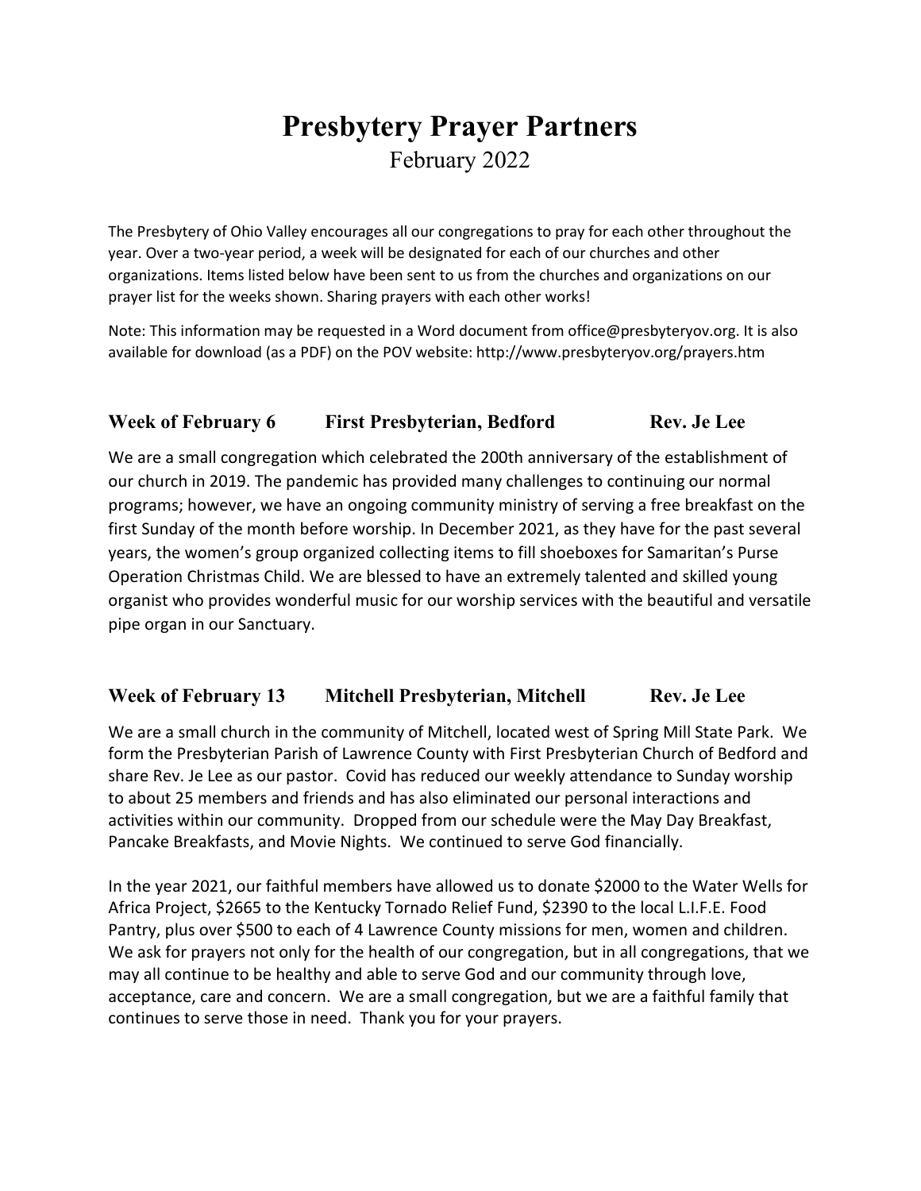# Presbytery Prayer Partners

February 2022

The Presbytery of Ohio Valley encourages all our congregations to pray for each other throughout the year. Over a two-year period, a week will be designated for each of our churches and other organizations. Items listed below have been sent to us from the churches and organizations on our prayer list for the weeks shown. Sharing prayers with each other works!

Note: This information may be requested in a Word document from office@presbyteryov.org. It is also available for download (as a PDF) on the POV website: http://www.presbyteryov.org/prayers.htm

### Week of February 6 First Presbyterian, Bedford Rev. Je Lee

We are a small congregation which celebrated the 200th anniversary of the establishment of our church in 2019. The pandemic has provided many challenges to continuing our normal programs; however, we have an ongoing community ministry of serving a free breakfast on the first Sunday of the month before worship. In December 2021, as they have for the past several years, the women's group organized collecting items to fill shoeboxes for Samaritan's Purse Operation Christmas Child. We are blessed to have an extremely talented and skilled young organist who provides wonderful music for our worship services with the beautiful and versatile pipe organ in our Sanctuary.

### Week of February 13 Mitchell Presbyterian, Mitchell Rev. Je Lee

We are a small church in the community of Mitchell, located west of Spring Mill State Park. We form the Presbyterian Parish of Lawrence County with First Presbyterian Church of Bedford and share Rev. Je Lee as our pastor. Covid has reduced our weekly attendance to Sunday worship to about 25 members and friends and has also eliminated our personal interactions and activities within our community. Dropped from our schedule were the May Day Breakfast, Pancake Breakfasts, and Movie Nights. We continued to serve God financially.

In the year 2021, our faithful members have allowed us to donate $2000 to the Water Wells for Africa Project, $2665 to the Kentucky Tornado Relief Fund, $2390 to the local L.I.F.E. Food Pantry, plus over $500 to each of 4 Lawrence County missions for men, women and children. We ask for prayers not only for the health of our congregation, but in all congregations, that we may all continue to be healthy and able to serve God and our community through love, acceptance, care and concern. We are a small congregation, but we are a faithful family that continues to serve those in need. Thank you for your prayers.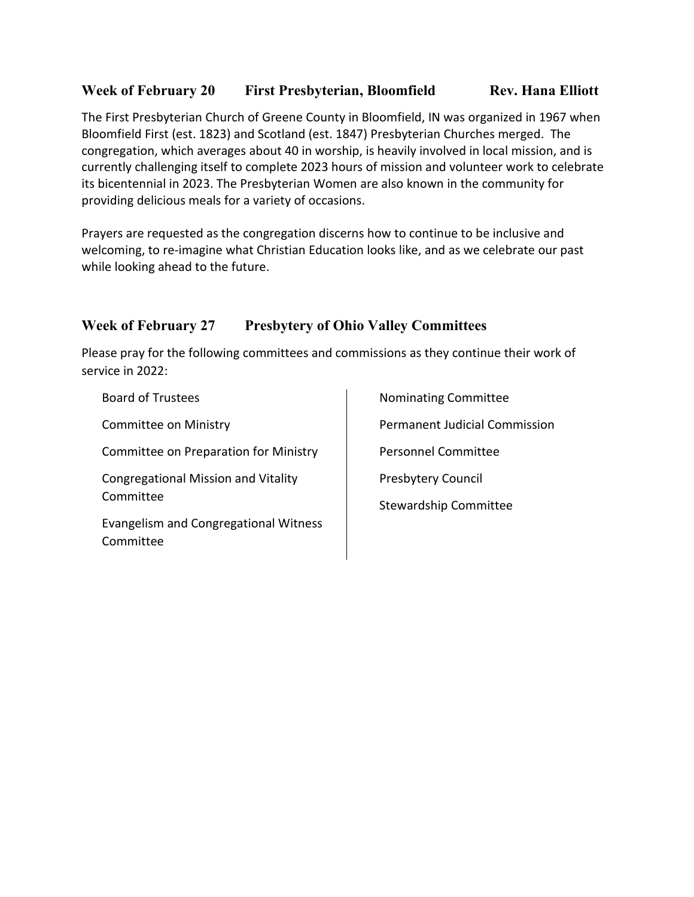## Week of February 20 First Presbyterian, Bloomfield Rev. Hana Elliott

The First Presbyterian Church of Greene County in Bloomfield, IN was organized in 1967 when Bloomfield First (est. 1823) and Scotland (est. 1847) Presbyterian Churches merged. The congregation, which averages about 40 in worship, is heavily involved in local mission, and is currently challenging itself to complete 2023 hours of mission and volunteer work to celebrate its bicentennial in 2023. The Presbyterian Women are also known in the community for providing delicious meals for a variety of occasions.

Prayers are requested as the congregation discerns how to continue to be inclusive and welcoming, to re-imagine what Christian Education looks like, and as we celebrate our past while looking ahead to the future.

## Week of February 27 Presbytery of Ohio Valley Committees

Please pray for the following committees and commissions as they continue their work of service in 2022:

- Board of Trustees
- Committee on Ministry
- Committee on Preparation for Ministry
- Congregational Mission and Vitality Committee
- Evangelism and Congregational Witness Committee
- Nominating Committee
- Permanent Judicial Commission
- Personnel Committee
- Presbytery Council
- Stewardship Committee